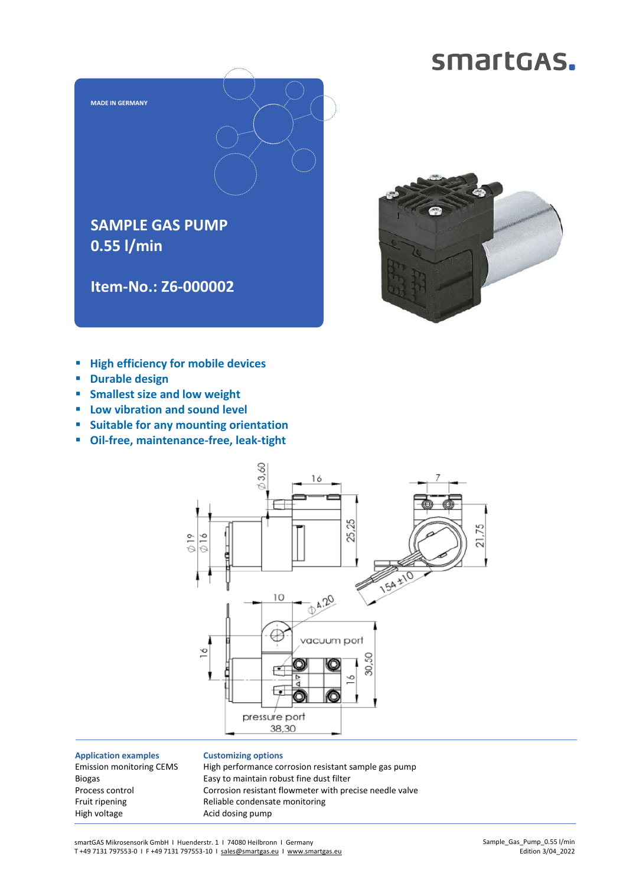smartGAS.

MADE IN GERMANY

# SAMPLE GAS PUMP 0.55 l/min

## Item-No.: Z6-000002

- **High efficiency for mobile devices**
- **Durable design**
- **Smallest size and low weight**
- **Low vibration and sound level**
- **Suitable for any mounting orientation**
- **Oil-free, maintenance-free, leak-tight**

| Application examples | Customizing options |
|---|---|
| Emission monitoring CEMS | High performance corrosion resistant sample gas pump |
| Biogas | Easy to maintain robust fine dust filter |
| Process control | Corrosion resistant flowmeter with precise needle valve |
| Fruit ripening | Reliable condensate monitoring |
| High voltage | Acid dosing pump |

smartGAS Mikrosensorik GmbH I Huenderstr. 1 I 74080 Heilbronn I Germany
T +49 7131 797553-0 I F +49 7131 797553-10 I sales@smartgas.eu I www.smartgas.eu

Sample_Gas_Pump_0.55 l/min
Edition 3/04_2022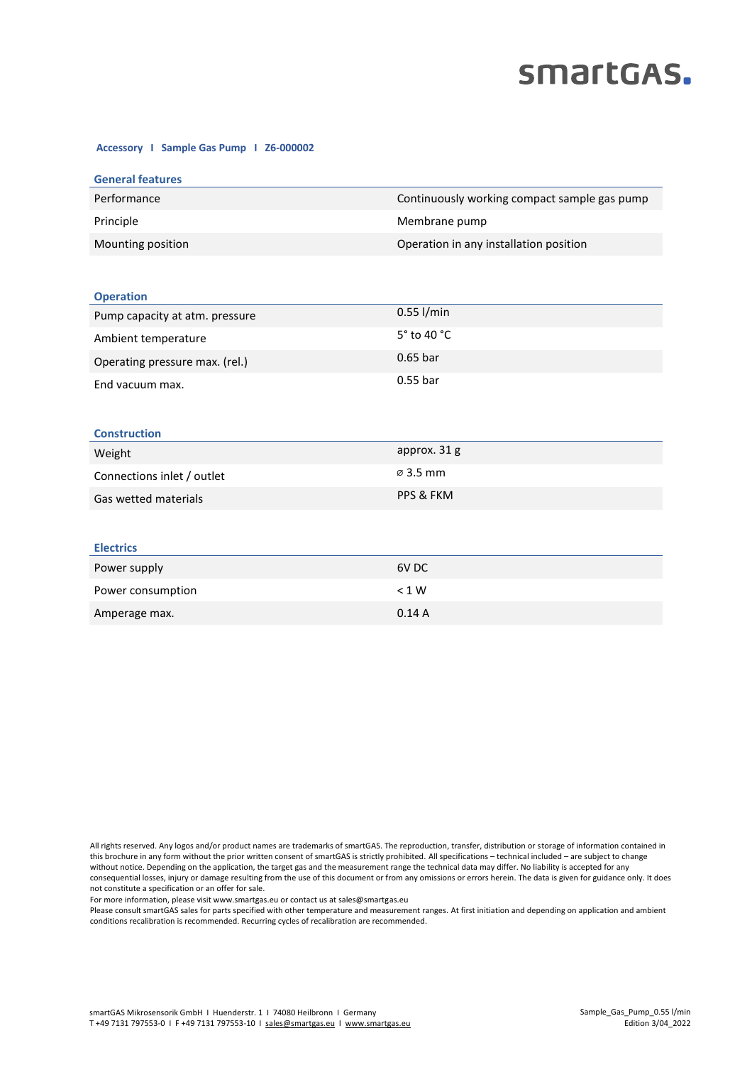**Accessory I Sample Gas Pump I Z6-000002**

## General features

| | |
|---|---|
| Performance | Continuously working compact sample gas pump |
| Principle | Membrane pump |
| Mounting position | Operation in any installation position |

## Operation

| | |
|---|---|
| Pump capacity at atm. pressure | 0.55 l/min |
| Ambient temperature | 5° to 40 °C |
| Operating pressure max. (rel.) | 0.65 bar |
| End vacuum max. | 0.55 bar |

## Construction

| | |
|---|---|
| Weight | approx. 31 g |
| Connections inlet / outlet | ⌀ 3.5 mm |
| Gas wetted materials | PPS & FKM |

## Electrics

| | |
|---|---|
| Power supply | 6V DC |
| Power consumption | < 1 W |
| Amperage max. | 0.14 A |

All rights reserved. Any logos and/or product names are trademarks of smartGAS. The reproduction, transfer, distribution or storage of information contained in this brochure in any form without the prior written consent of smartGAS is strictly prohibited. All specifications – technical included – are subject to change without notice. Depending on the application, the target gas and the measurement range the technical data may differ. No liability is accepted for any consequential losses, injury or damage resulting from the use of this document or from any omissions or errors herein. The data is given for guidance only. It does not constitute a specification or an offer for sale.

For more information, please visit www.smartgas.eu or contact us at sales@smartgas.eu

Please consult smartGAS sales for parts specified with other temperature and measurement ranges. At first initiation and depending on application and ambient conditions recalibration is recommended. Recurring cycles of recalibration are recommended.

smartGAS Mikrosensorik GmbH I Huenderstr. 1 I 74080 Heilbronn I Germany
T +49 7131 797553-0 I F +49 7131 797553-10 I sales@smartgas.eu I www.smartgas.eu

Sample_Gas_Pump_0.55 l/min
Edition 3/04_2022